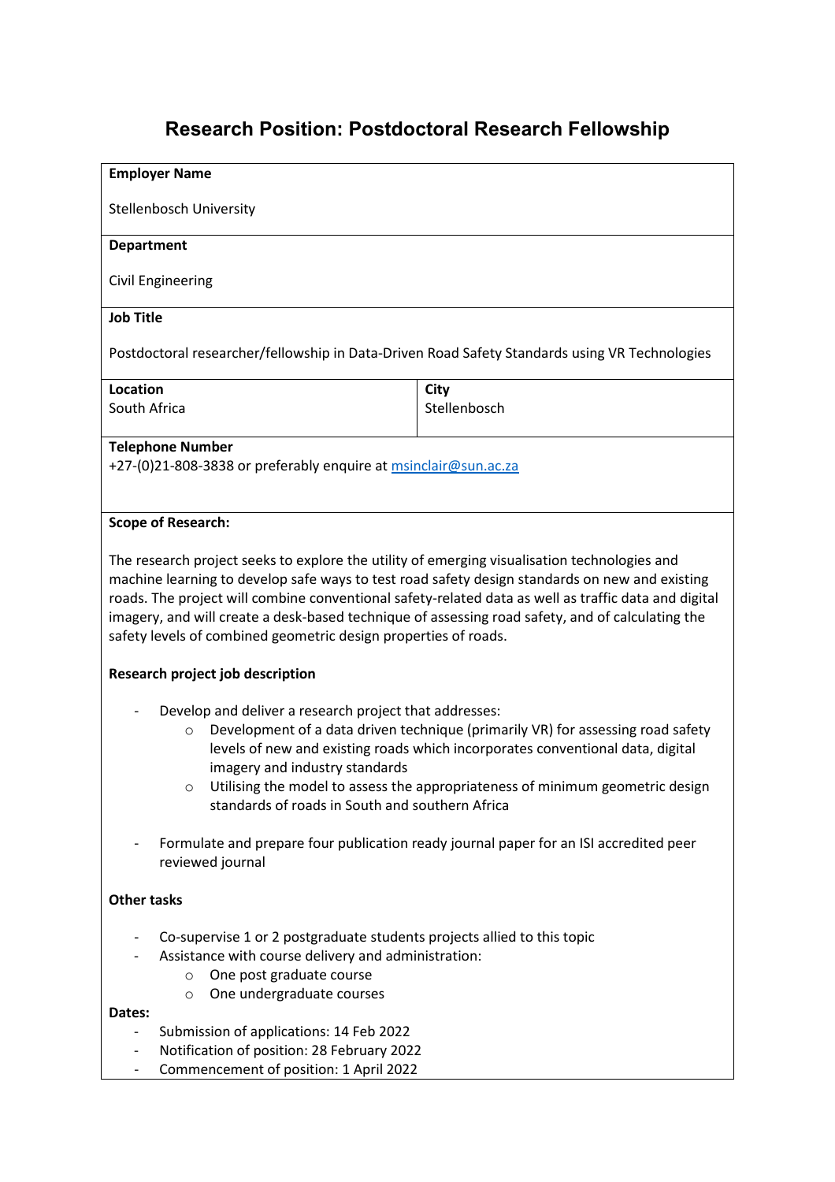# Research Position: Postdoctoral Research Fellowship

**Employer Name**

Stellenbosch University

**Department**

Civil Engineering

**Job Title**

Postdoctoral researcher/fellowship in Data-Driven Road Safety Standards using VR Technologies

| **Location** | **City** |
| --- | --- |
| South Africa | Stellenbosch |

**Telephone Number**

+27-(0)21-808-3838 or preferably enquire at [msinclair@sun.ac.za](mailto:msinclair@sun.ac.za)

**Scope of Research:**

The research project seeks to explore the utility of emerging visualisation technologies and machine learning to develop safe ways to test road safety design standards on new and existing roads. The project will combine conventional safety-related data as well as traffic data and digital imagery, and will create a desk-based technique of assessing road safety, and of calculating the safety levels of combined geometric design properties of roads.

**Research project job description**

- Develop and deliver a research project that addresses:
  - Development of a data driven technique (primarily VR) for assessing road safety levels of new and existing roads which incorporates conventional data, digital imagery and industry standards
  - Utilising the model to assess the appropriateness of minimum geometric design standards of roads in South and southern Africa
- Formulate and prepare four publication ready journal paper for an ISI accredited peer reviewed journal

**Other tasks**

- Co-supervise 1 or 2 postgraduate students projects allied to this topic
- Assistance with course delivery and administration:
  - One post graduate course
  - One undergraduate courses

**Dates:**

- Submission of applications: 14 Feb 2022
- Notification of position: 28 February 2022
- Commencement of position: 1 April 2022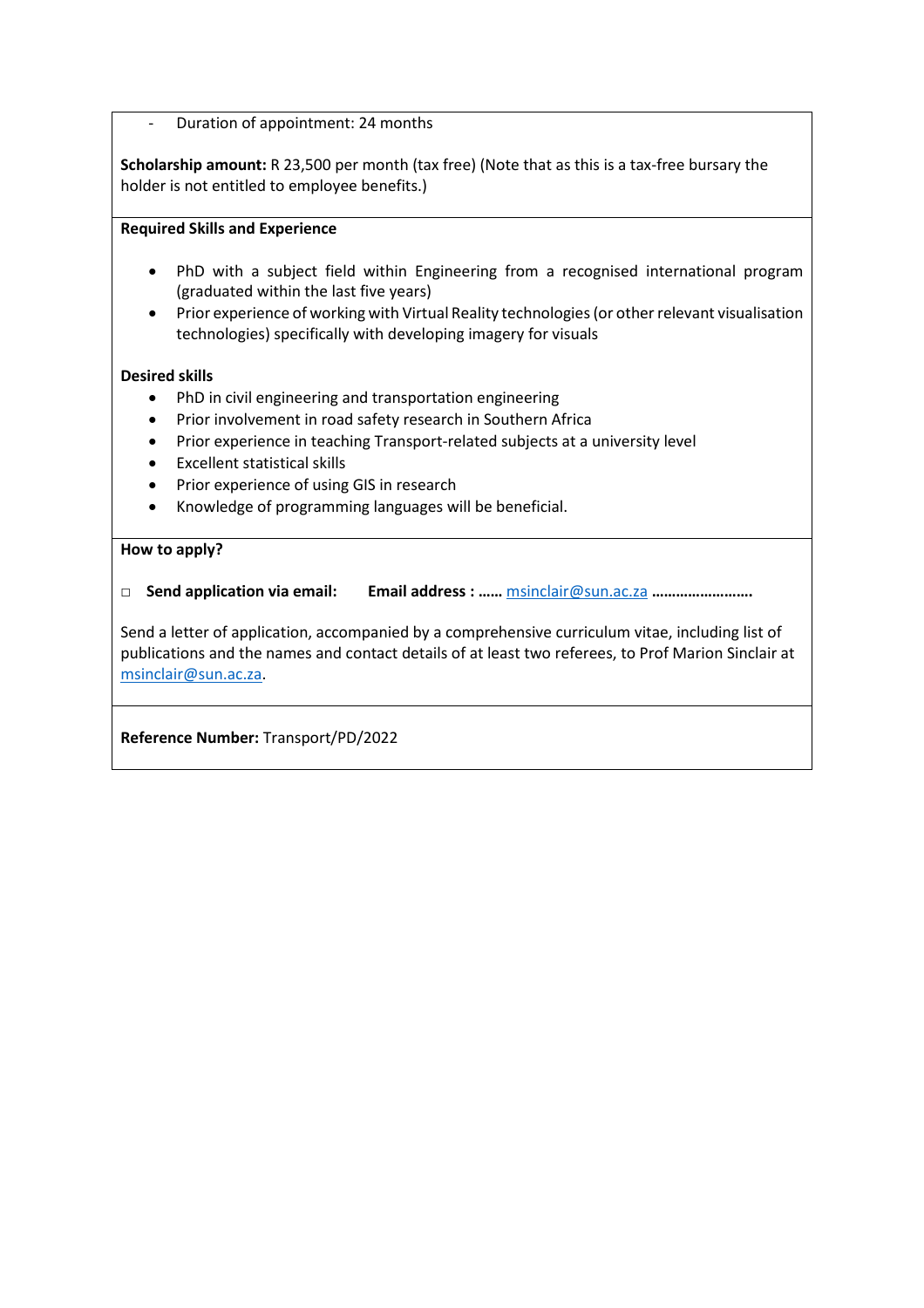- Duration of appointment: 24 months

**Scholarship amount:** R 23,500 per month (tax free) (Note that as this is a tax-free bursary the holder is not entitled to employee benefits.)

**Required Skills and Experience**

- PhD with a subject field within Engineering from a recognised international program (graduated within the last five years)
- Prior experience of working with Virtual Reality technologies (or other relevant visualisation technologies) specifically with developing imagery for visuals

**Desired skills**

- PhD in civil engineering and transportation engineering
- Prior involvement in road safety research in Southern Africa
- Prior experience in teaching Transport-related subjects at a university level
- Excellent statistical skills
- Prior experience of using GIS in research
- Knowledge of programming languages will be beneficial.

**How to apply?**

□ **Send application via email:** **Email address : ……** msinclair@sun.ac.za **…………………….**

Send a letter of application, accompanied by a comprehensive curriculum vitae, including list of publications and the names and contact details of at least two referees, to Prof Marion Sinclair at msinclair@sun.ac.za.

**Reference Number:** Transport/PD/2022